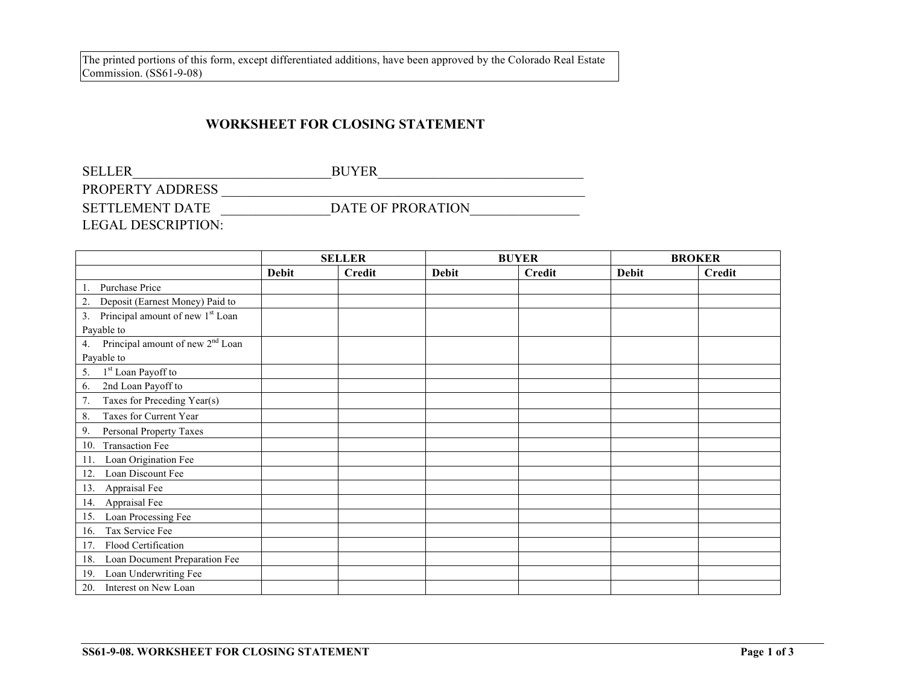The printed portions of this form, except differentiated additions, have been approved by the Colorado Real Estate Commission. (SS61-9-08)

# WORKSHEET FOR CLOSING STATEMENT

SELLER_____________________________BUYER______________________________

PROPERTY ADDRESS ________________________________________________________

SETTLEMENT DATE ________________DATE OF PRORATION________________

LEGAL DESCRIPTION:

| | SELLER | | BUYER | | BROKER | |
|---|---|---|---|---|---|---|
| | Debit | Credit | Debit | Credit | Debit | Credit |
| 1. Purchase Price | | | | | | |
| 2. Deposit (Earnest Money) Paid to | | | | | | |
| 3. Principal amount of new 1st Loan Payable to | | | | | | |
| 4. Principal amount of new 2nd Loan Payable to | | | | | | |
| 5. 1st Loan Payoff to | | | | | | |
| 6. 2nd Loan Payoff to | | | | | | |
| 7. Taxes for Preceding Year(s) | | | | | | |
| 8. Taxes for Current Year | | | | | | |
| 9. Personal Property Taxes | | | | | | |
| 10. Transaction Fee | | | | | | |
| 11. Loan Origination Fee | | | | | | |
| 12. Loan Discount Fee | | | | | | |
| 13. Appraisal Fee | | | | | | |
| 14. Appraisal Fee | | | | | | |
| 15. Loan Processing Fee | | | | | | |
| 16. Tax Service Fee | | | | | | |
| 17. Flood Certification | | | | | | |
| 18. Loan Document Preparation Fee | | | | | | |
| 19. Loan Underwriting Fee | | | | | | |
| 20. Interest on New Loan | | | | | | |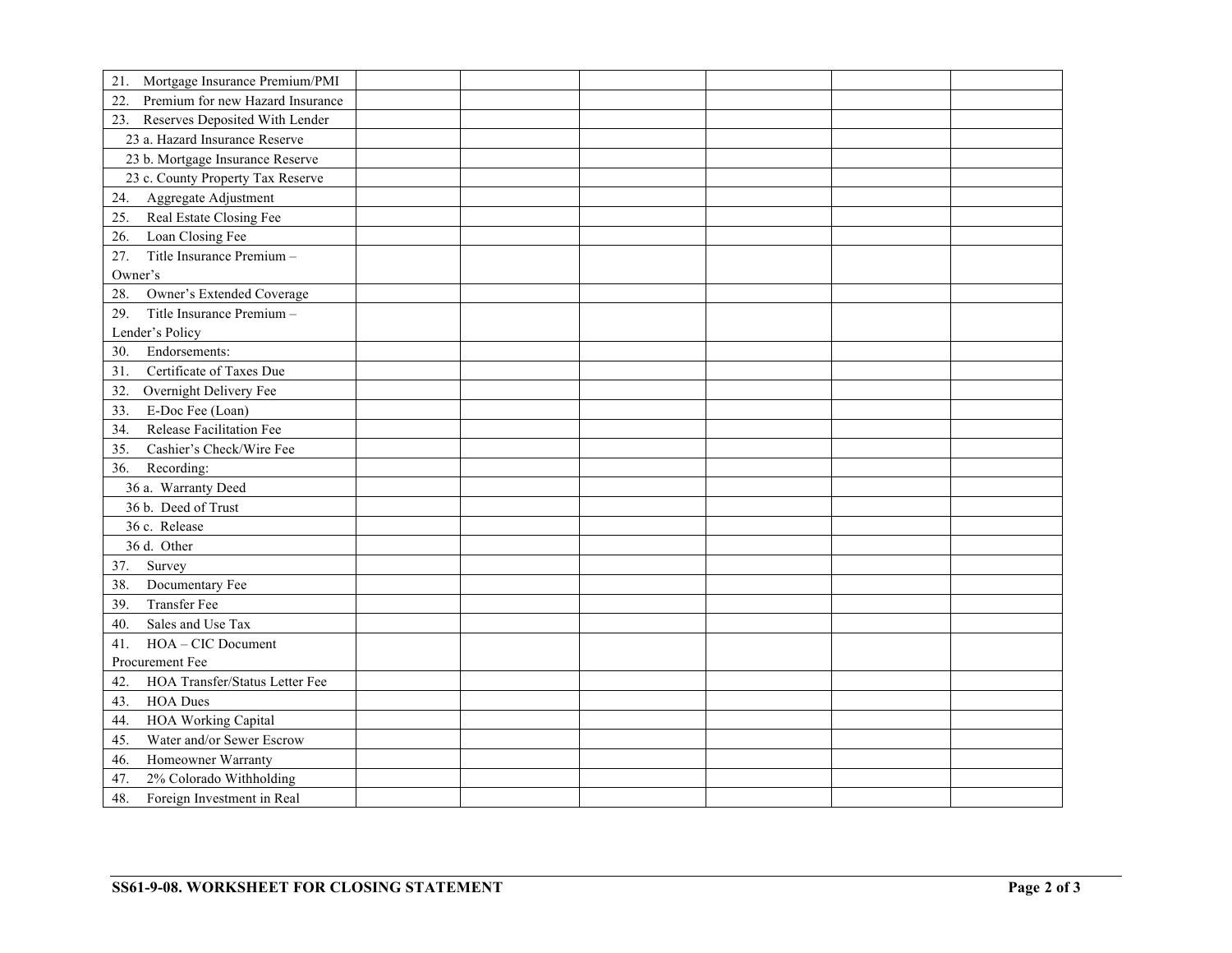| | | | | | | |
|---|---|---|---|---|---|---|
| 21. Mortgage Insurance Premium/PMI | | | | | | |
| 22. Premium for new Hazard Insurance | | | | | | |
| 23. Reserves Deposited With Lender | | | | | | |
| 23 a. Hazard Insurance Reserve | | | | | | |
| 23 b. Mortgage Insurance Reserve | | | | | | |
| 23 c. County Property Tax Reserve | | | | | | |
| 24. Aggregate Adjustment | | | | | | |
| 25. Real Estate Closing Fee | | | | | | |
| 26. Loan Closing Fee | | | | | | |
| 27. Title Insurance Premium – Owner's | | | | | | |
| 28. Owner's Extended Coverage | | | | | | |
| 29. Title Insurance Premium – Lender's Policy | | | | | | |
| 30. Endorsements: | | | | | | |
| 31. Certificate of Taxes Due | | | | | | |
| 32. Overnight Delivery Fee | | | | | | |
| 33. E-Doc Fee (Loan) | | | | | | |
| 34. Release Facilitation Fee | | | | | | |
| 35. Cashier's Check/Wire Fee | | | | | | |
| 36. Recording: | | | | | | |
| 36 a. Warranty Deed | | | | | | |
| 36 b. Deed of Trust | | | | | | |
| 36 c. Release | | | | | | |
| 36 d. Other | | | | | | |
| 37. Survey | | | | | | |
| 38. Documentary Fee | | | | | | |
| 39. Transfer Fee | | | | | | |
| 40. Sales and Use Tax | | | | | | |
| 41. HOA – CIC Document Procurement Fee | | | | | | |
| 42. HOA Transfer/Status Letter Fee | | | | | | |
| 43. HOA Dues | | | | | | |
| 44. HOA Working Capital | | | | | | |
| 45. Water and/or Sewer Escrow | | | | | | |
| 46. Homeowner Warranty | | | | | | |
| 47. 2% Colorado Withholding | | | | | | |
| 48. Foreign Investment in Real | | | | | | |

**SS61-9-08. WORKSHEET FOR CLOSING STATEMENT**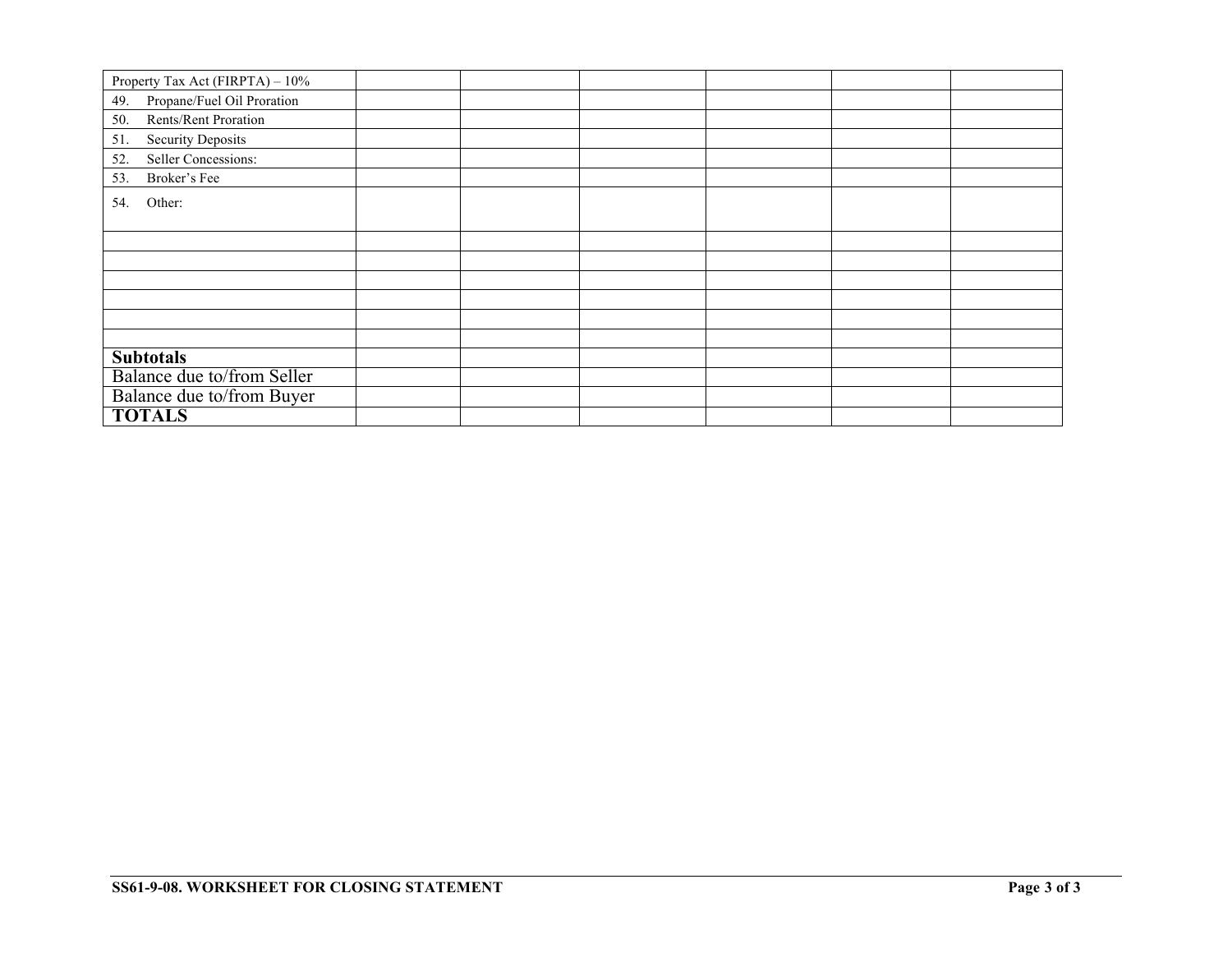| | | | | | | |
|---|---|---|---|---|---|---|
| Property Tax Act (FIRPTA) – 10% | | | | | | |
| 49. Propane/Fuel Oil Proration | | | | | | |
| 50. Rents/Rent Proration | | | | | | |
| 51. Security Deposits | | | | | | |
| 52. Seller Concessions: | | | | | | |
| 53. Broker's Fee | | | | | | |
| 54. Other: | | | | | | |
| | | | | | | |
| | | | | | | |
| | | | | | | |
| | | | | | | |
| | | | | | | |
| | | | | | | |
| **Subtotals** | | | | | | |
| Balance due to/from Seller | | | | | | |
| Balance due to/from Buyer | | | | | | |
| **TOTALS** | | | | | | |

**SS61-9-08. WORKSHEET FOR CLOSING STATEMENT**